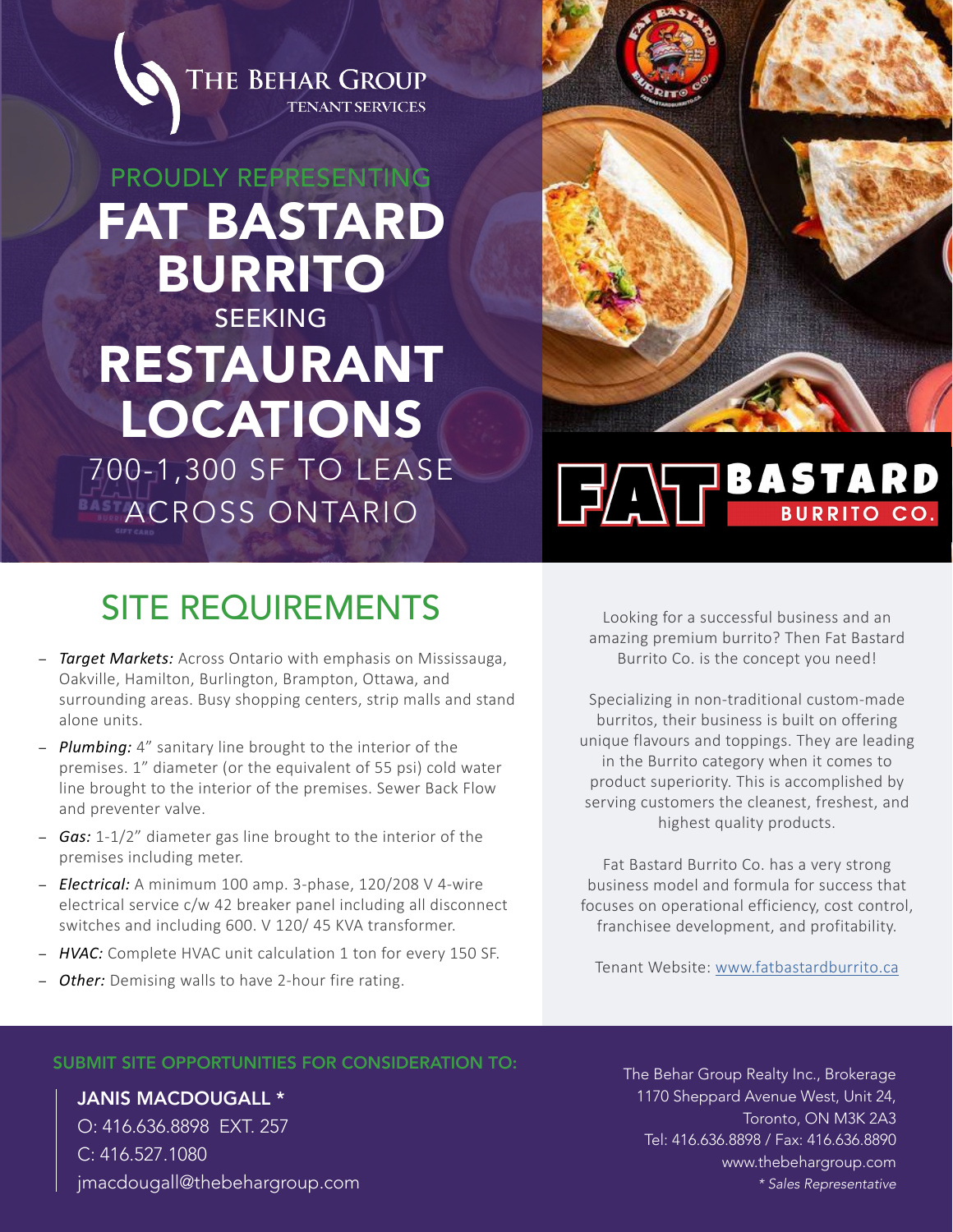THE BEHAR GROUP
TENANT SERVICES

PROUDLY REPRESENTING

# FAT BASTARD BURRITO

SEEKING

# RESTAURANT LOCATIONS

700-1,300 SF TO LEASE ACROSS ONTARIO

FAT BASTARD BURRITO CO.

## SITE REQUIREMENTS

- *Target Markets:* Across Ontario with emphasis on Mississauga, Oakville, Hamilton, Burlington, Brampton, Ottawa, and surrounding areas. Busy shopping centers, strip malls and stand alone units.
- *Plumbing:* 4" sanitary line brought to the interior of the premises. 1" diameter (or the equivalent of 55 psi) cold water line brought to the interior of the premises. Sewer Back Flow and preventer valve.
- *Gas:* 1-1/2" diameter gas line brought to the interior of the premises including meter.
- *Electrical:* A minimum 100 amp. 3-phase, 120/208 V 4-wire electrical service c/w 42 breaker panel including all disconnect switches and including 600. V 120/ 45 KVA transformer.
- *HVAC:* Complete HVAC unit calculation 1 ton for every 150 SF.
- *Other:* Demising walls to have 2-hour fire rating.

Looking for a successful business and an amazing premium burrito? Then Fat Bastard Burrito Co. is the concept you need!

Specializing in non-traditional custom-made burritos, their business is built on offering unique flavours and toppings. They are leading in the Burrito category when it comes to product superiority. This is accomplished by serving customers the cleanest, freshest, and highest quality products.

Fat Bastard Burrito Co. has a very strong business model and formula for success that focuses on operational efficiency, cost control, franchisee development, and profitability.

Tenant Website: www.fatbastardburrito.ca

### SUBMIT SITE OPPORTUNITIES FOR CONSIDERATION TO:

**JANIS MACDOUGALL ***
O: 416.636.8898 EXT. 257
C: 416.527.1080
jmacdougall@thebehargroup.com

The Behar Group Realty Inc., Brokerage
1170 Sheppard Avenue West, Unit 24,
Toronto, ON M3K 2A3
Tel: 416.636.8898 / Fax: 416.636.8890
www.thebehargroup.com
*\* Sales Representative*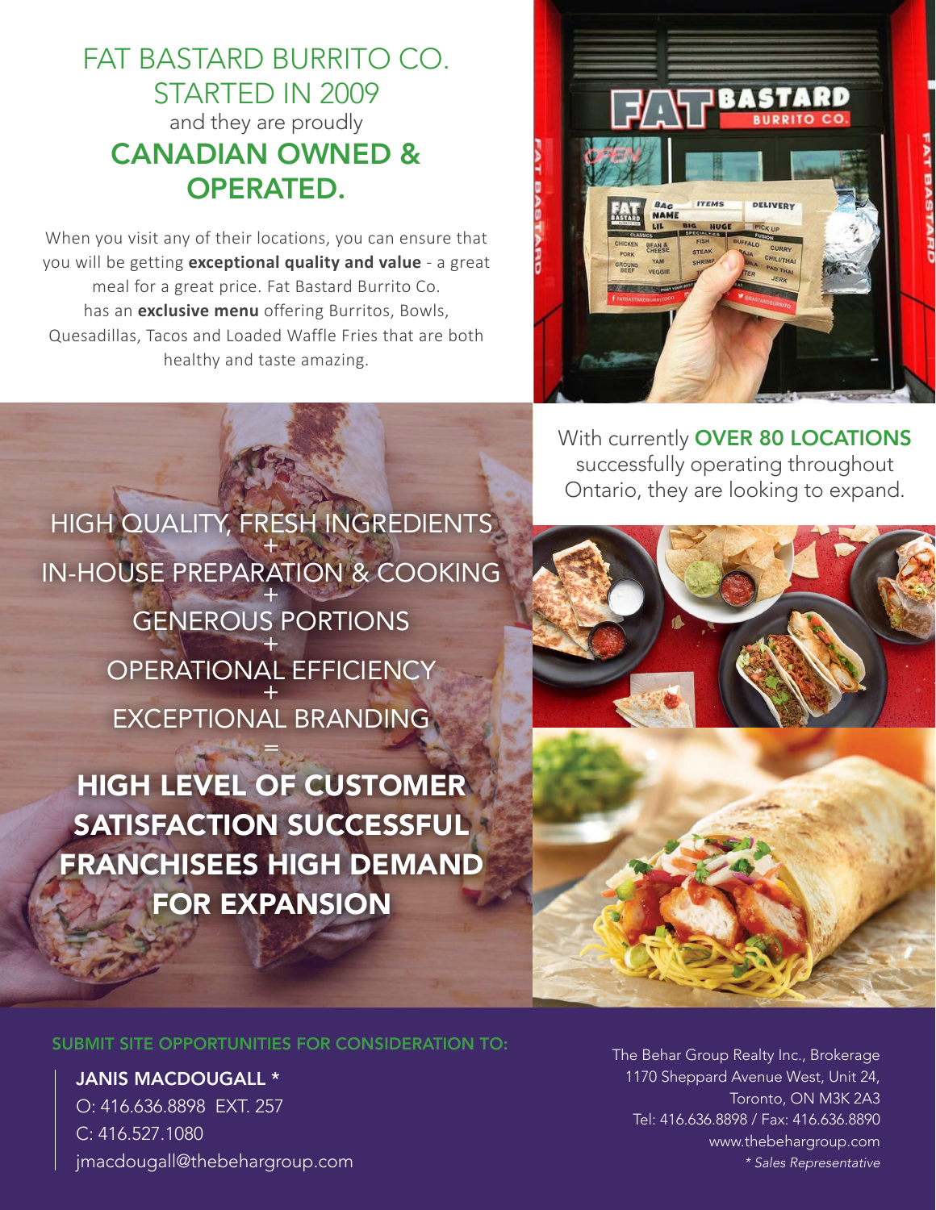# FAT BASTARD BURRITO CO. STARTED IN 2009

and they are proudly

## CANADIAN OWNED & OPERATED.

When you visit any of their locations, you can ensure that you will be getting **exceptional quality and value** - a great meal for a great price. Fat Bastard Burrito Co. has an **exclusive menu** offering Burritos, Bowls, Quesadillas, Tacos and Loaded Waffle Fries that are both healthy and taste amazing.

With currently **OVER 80 LOCATIONS** successfully operating throughout Ontario, they are looking to expand.

HIGH QUALITY, FRESH INGREDIENTS
+
IN-HOUSE PREPARATION & COOKING
+
GENEROUS PORTIONS
+
OPERATIONAL EFFICIENCY
+
EXCEPTIONAL BRANDING
=

**HIGH LEVEL OF CUSTOMER SATISFACTION SUCCESSFUL FRANCHISEES HIGH DEMAND FOR EXPANSION**

SUBMIT SITE OPPORTUNITIES FOR CONSIDERATION TO:

**JANIS MACDOUGALL ***
O: 416.636.8898 EXT. 257
C: 416.527.1080
jmacdougall@thebehargroup.com

The Behar Group Realty Inc., Brokerage
1170 Sheppard Avenue West, Unit 24,
Toronto, ON M3K 2A3
Tel: 416.636.8898 / Fax: 416.636.8890
www.thebehargroup.com
*\* Sales Representative*